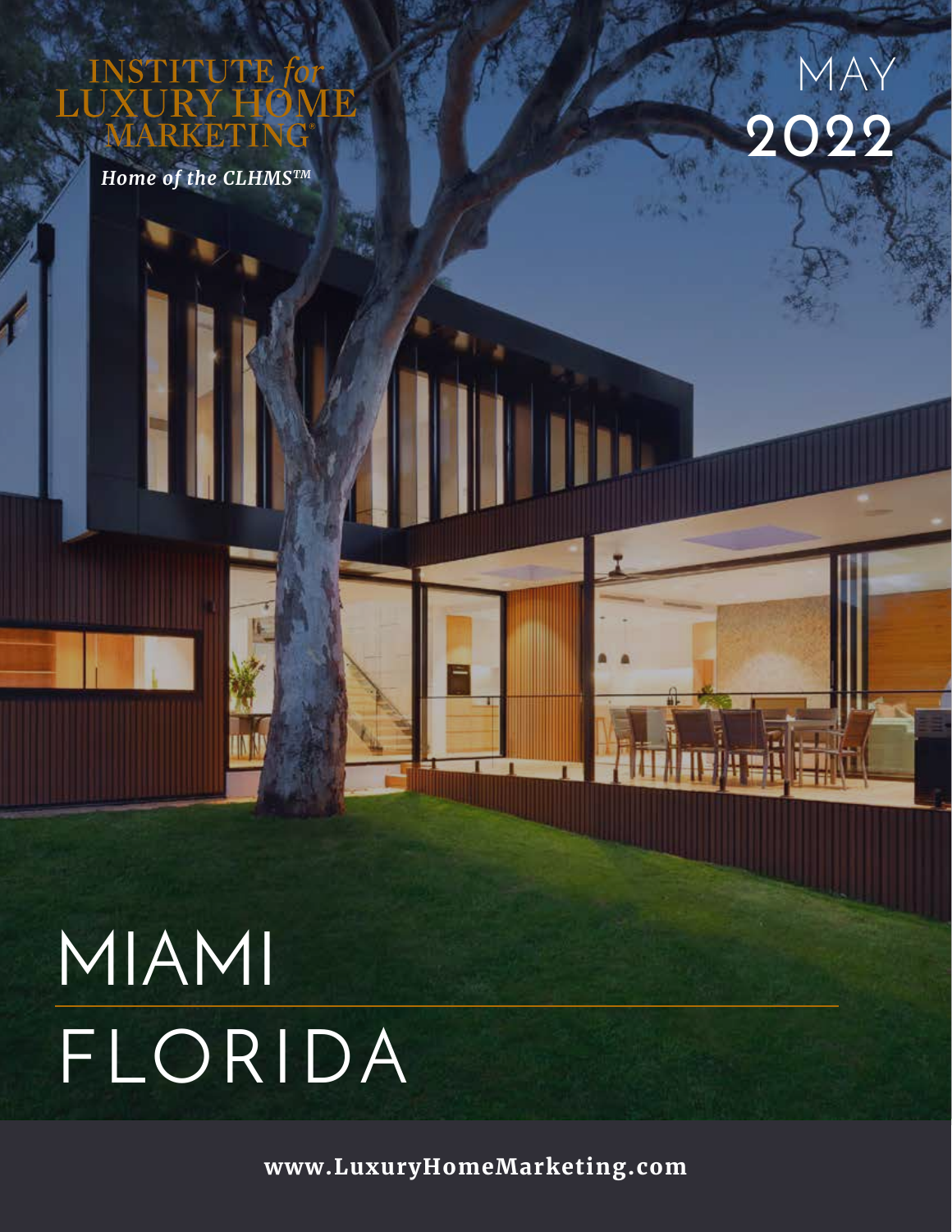INSTITUTE *for* LUXURY HOME MARKETING®

*Home of the CLHMS™*

MAY

2022

# MIAMI

# FLORIDA

**www.LuxuryHomeMarketing.com**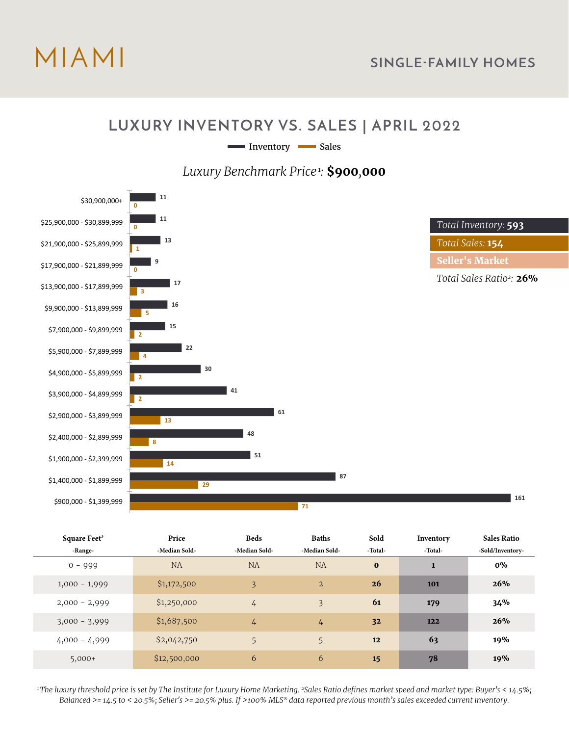# MIAMI

## SINGLE-FAMILY HOMES

## LUXURY INVENTORY VS. SALES | APRIL 2022

*Luxury Benchmark Price*[1]: **$900,000**

| Price Range | Inventory | Sales |
|---|---|---|
| $30,900,000+ | 11 | 0 |
| $25,900,000 - $30,899,999 | 11 | 0 |
| $21,900,000 - $25,899,999 | 13 | 1 |
| $17,900,000 - $21,899,999 | 9 | 0 |
| $13,900,000 - $17,899,999 | 17 | 3 |
| $9,900,000 - $13,899,999 | 16 | 5 |
| $7,900,000 - $9,899,999 | 15 | 2 |
| $5,900,000 - $7,899,999 | 22 | 4 |
| $4,900,000 - $5,899,999 | 30 | 2 |
| $3,900,000 - $4,899,999 | 41 | 2 |
| $2,900,000 - $3,899,999 | 61 | 13 |
| $2,400,000 - $2,899,999 | 48 | 8 |
| $1,900,000 - $2,399,999 | 51 | 14 |
| $1,400,000 - $1,899,999 | 87 | 29 |
| $900,000 - $1,399,999 | 161 | 71 |

*Total Inventory:* **593**

*Total Sales:* **154**

**Seller's Market**

*Total Sales Ratio*[2]*:* **26%**

| Square Feet[3] -Range- | Price -Median Sold- | Beds -Median Sold- | Baths -Median Sold- | Sold -Total- | Inventory -Total- | Sales Ratio -Sold/Inventory- |
|---|---|---|---|---|---|---|
| 0 - 999 | NA | NA | NA | **0** | **1** | **0%** |
| 1,000 - 1,999 | $1,172,500 | 3 | 2 | **26** | **101** | **26%** |
| 2,000 - 2,999 | $1,250,000 | 4 | 3 | **61** | **179** | **34%** |
| 3,000 - 3,999 | $1,687,500 | 4 | 4 | **32** | **122** | **26%** |
| 4,000 - 4,999 | $2,042,750 | 5 | 5 | **12** | **63** | **19%** |
| 5,000+ | $12,500,000 | 6 | 6 | **15** | **78** | **19%** |

*[1]The luxury threshold price is set by The Institute for Luxury Home Marketing. [2]Sales Ratio defines market speed and market type: Buyer's < 14.5%; Balanced >= 14.5 to < 20.5%; Seller's >= 20.5% plus. If >100% MLS® data reported previous month's sales exceeded current inventory.*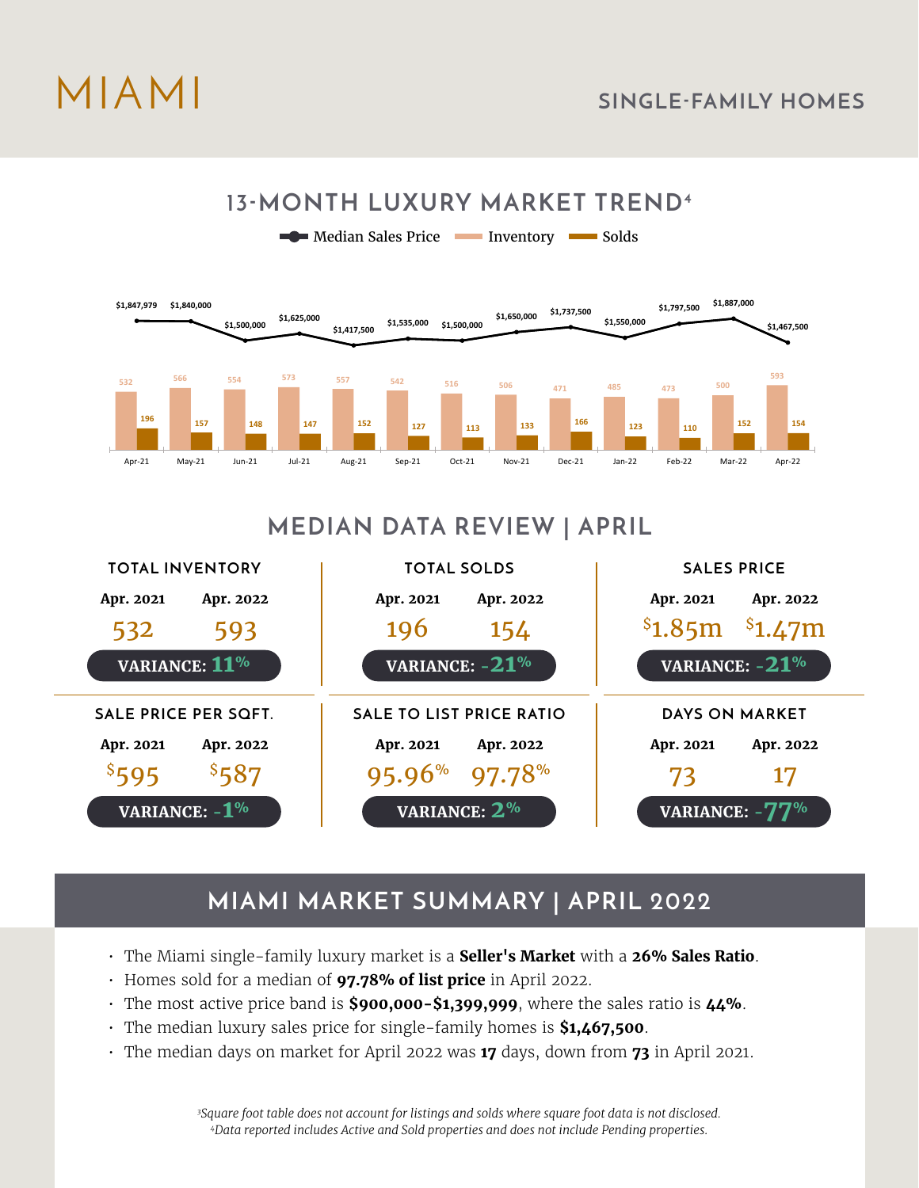# MIAMI

## SINGLE-FAMILY HOMES

## 13-MONTH LUXURY MARKET TREND[4]

| Month | Median Sales Price | Inventory | Solds |
|---|---|---|---|
| Apr-21 | $1,847,979 | 532 | 196 |
| May-21 | $1,840,000 | 566 | 157 |
| Jun-21 | $1,500,000 | 554 | 148 |
| Jul-21 | $1,625,000 | 573 | 147 |
| Aug-21 | $1,417,500 | 557 | 152 |
| Sep-21 | $1,535,000 | 542 | 127 |
| Oct-21 | $1,500,000 | 516 | 113 |
| Nov-21 | $1,650,000 | 506 | 133 |
| Dec-21 | $1,737,500 | 471 | 166 |
| Jan-22 | $1,550,000 | 485 | 123 |
| Feb-22 | $1,797,500 | 473 | 110 |
| Mar-22 | $1,887,000 | 500 | 152 |
| Apr-22 | $1,467,500 | 593 | 154 |

## MEDIAN DATA REVIEW | APRIL

| Metric | Apr. 2021 | Apr. 2022 | Variance |
|---|---|---|---|
| TOTAL INVENTORY | 532 | 593 | 11% |
| TOTAL SOLDS | 196 | 154 | -21% |
| SALES PRICE | $1.85m | $1.47m | -21% |
| SALE PRICE PER SQFT. | $595 | $587 | -1% |
| SALE TO LIST PRICE RATIO | 95.96% | 97.78% | 2% |
| DAYS ON MARKET | 73 | 17 | -77% |

## MIAMI MARKET SUMMARY | APRIL 2022

- The Miami single-family luxury market is a **Seller's Market** with a **26% Sales Ratio**.
- Homes sold for a median of **97.78% of list price** in April 2022.
- The most active price band is **$900,000-$1,399,999**, where the sales ratio is **44%**.
- The median luxury sales price for single-family homes is **$1,467,500**.
- The median days on market for April 2022 was **17** days, down from **73** in April 2021.

*[3]Square foot table does not account for listings and solds where square foot data is not disclosed.*
*[4]Data reported includes Active and Sold properties and does not include Pending properties.*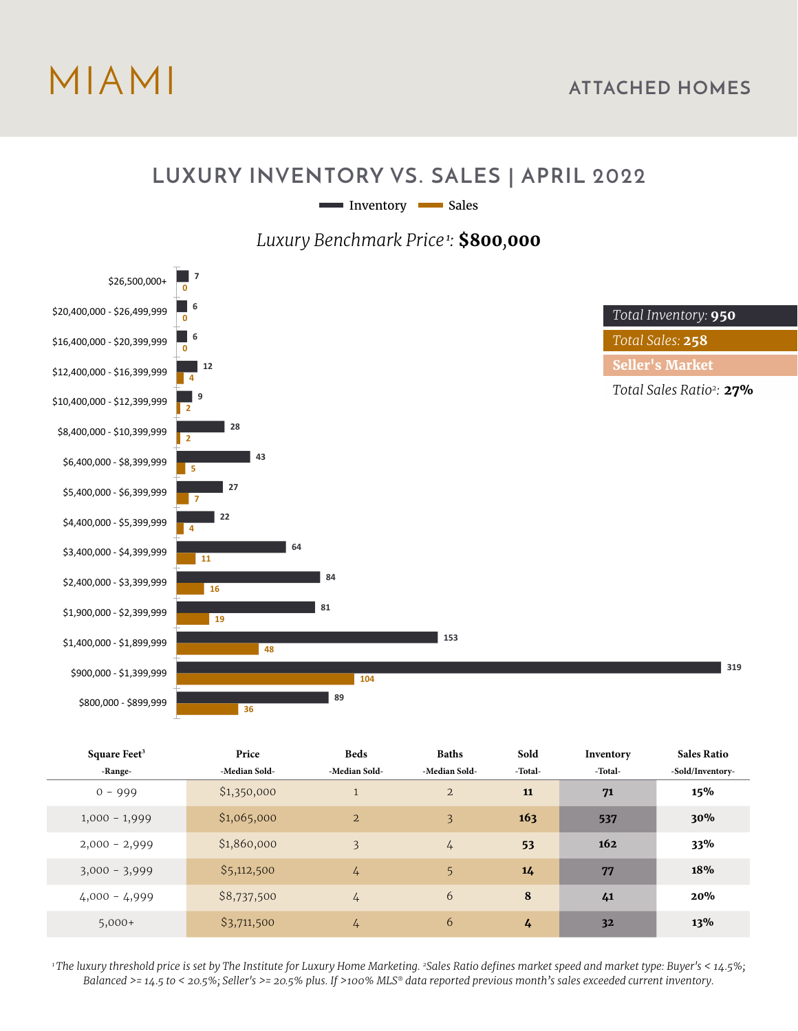# MIAMI

## ATTACHED HOMES

## LUXURY INVENTORY VS. SALES | APRIL 2022

Inventory / Sales

*Luxury Benchmark Price*[1]*:* **$800,000**

| Price Range | Inventory | Sales |
|---|---|---|
| $26,500,000+ | 7 | 0 |
| $20,400,000 - $26,499,999 | 6 | 0 |
| $16,400,000 - $20,399,999 | 6 | 0 |
| $12,400,000 - $16,399,999 | 12 | 4 |
| $10,400,000 - $12,399,999 | 9 | 2 |
| $8,400,000 - $10,399,999 | 28 | 2 |
| $6,400,000 - $8,399,999 | 43 | 5 |
| $5,400,000 - $6,399,999 | 27 | 7 |
| $4,400,000 - $5,399,999 | 22 | 4 |
| $3,400,000 - $4,399,999 | 64 | 11 |
| $2,400,000 - $3,399,999 | 84 | 16 |
| $1,900,000 - $2,399,999 | 81 | 19 |
| $1,400,000 - $1,899,999 | 153 | 48 |
| $900,000 - $1,399,999 | 319 | 104 |
| $800,000 - $899,999 | 89 | 36 |

*Total Inventory:* **950**

*Total Sales:* **258**

**Seller's Market**

*Total Sales Ratio*[2]*:* **27%**

| Square Feet[3] -Range- | Price -Median Sold- | Beds -Median Sold- | Baths -Median Sold- | Sold -Total- | Inventory -Total- | Sales Ratio -Sold/Inventory- |
|---|---|---|---|---|---|---|
| 0 - 999 | $1,350,000 | 1 | 2 | **11** | **71** | **15%** |
| 1,000 - 1,999 | $1,065,000 | 2 | 3 | **163** | **537** | **30%** |
| 2,000 - 2,999 | $1,860,000 | 3 | 4 | **53** | **162** | **33%** |
| 3,000 - 3,999 | $5,112,500 | 4 | 5 | **14** | **77** | **18%** |
| 4,000 - 4,999 | $8,737,500 | 4 | 6 | **8** | **41** | **20%** |
| 5,000+ | $3,711,500 | 4 | 6 | **4** | **32** | **13%** |

*[1]The luxury threshold price is set by The Institute for Luxury Home Marketing. [2]Sales Ratio defines market speed and market type: Buyer's < 14.5%; Balanced >= 14.5 to < 20.5%; Seller's >= 20.5% plus. If >100% MLS® data reported previous month's sales exceeded current inventory.*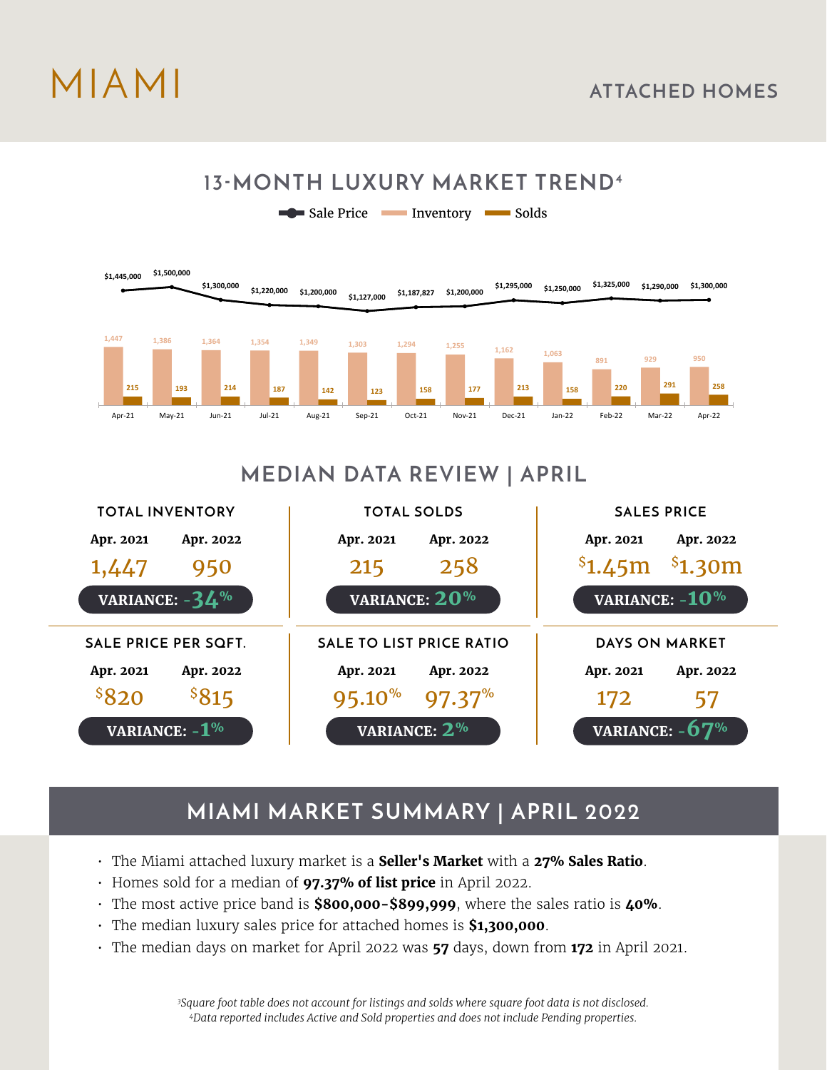# MIAMI

ATTACHED HOMES

## 13-MONTH LUXURY MARKET TREND[4]

Sale Price　Inventory　Solds

$1,445,000 $1,500,000 $1,300,000 $1,220,000 $1,200,000 $1,127,000 $1,187,827 $1,200,000 $1,295,000 $1,250,000 $1,325,000 $1,290,000 $1,300,000

1,447 1,386 1,364 1,354 1,349 1,303 1,294 1,255 1,162 1,063 891 929 950

215 193 214 187 142 123 158 177 213 158 220 291 258

Apr-21 May-21 Jun-21 Jul-21 Aug-21 Sep-21 Oct-21 Nov-21 Dec-21 Jan-22 Feb-22 Mar-22 Apr-22

## MEDIAN DATA REVIEW | APRIL

| | Apr. 2021 | Apr. 2022 | Variance |
|---|---|---|---|
| TOTAL INVENTORY | 1,447 | 950 | -34% |
| TOTAL SOLDS | 215 | 258 | 20% |
| SALES PRICE | $1.45m | $1.30m | -10% |
| SALE PRICE PER SQFT. | $820 | $815 | -1% |
| SALE TO LIST PRICE RATIO | 95.10% | 97.37% | 2% |
| DAYS ON MARKET | 172 | 57 | -67% |

## MIAMI MARKET SUMMARY | APRIL 2022

- The Miami attached luxury market is a **Seller's Market** with a **27% Sales Ratio**.
- Homes sold for a median of **97.37% of list price** in April 2022.
- The most active price band is **$800,000-$899,999**, where the sales ratio is **40%**.
- The median luxury sales price for attached homes is **$1,300,000**.
- The median days on market for April 2022 was **57** days, down from **172** in April 2021.

*[3]Square foot table does not account for listings and solds where square foot data is not disclosed.*
*[4]Data reported includes Active and Sold properties and does not include Pending properties.*